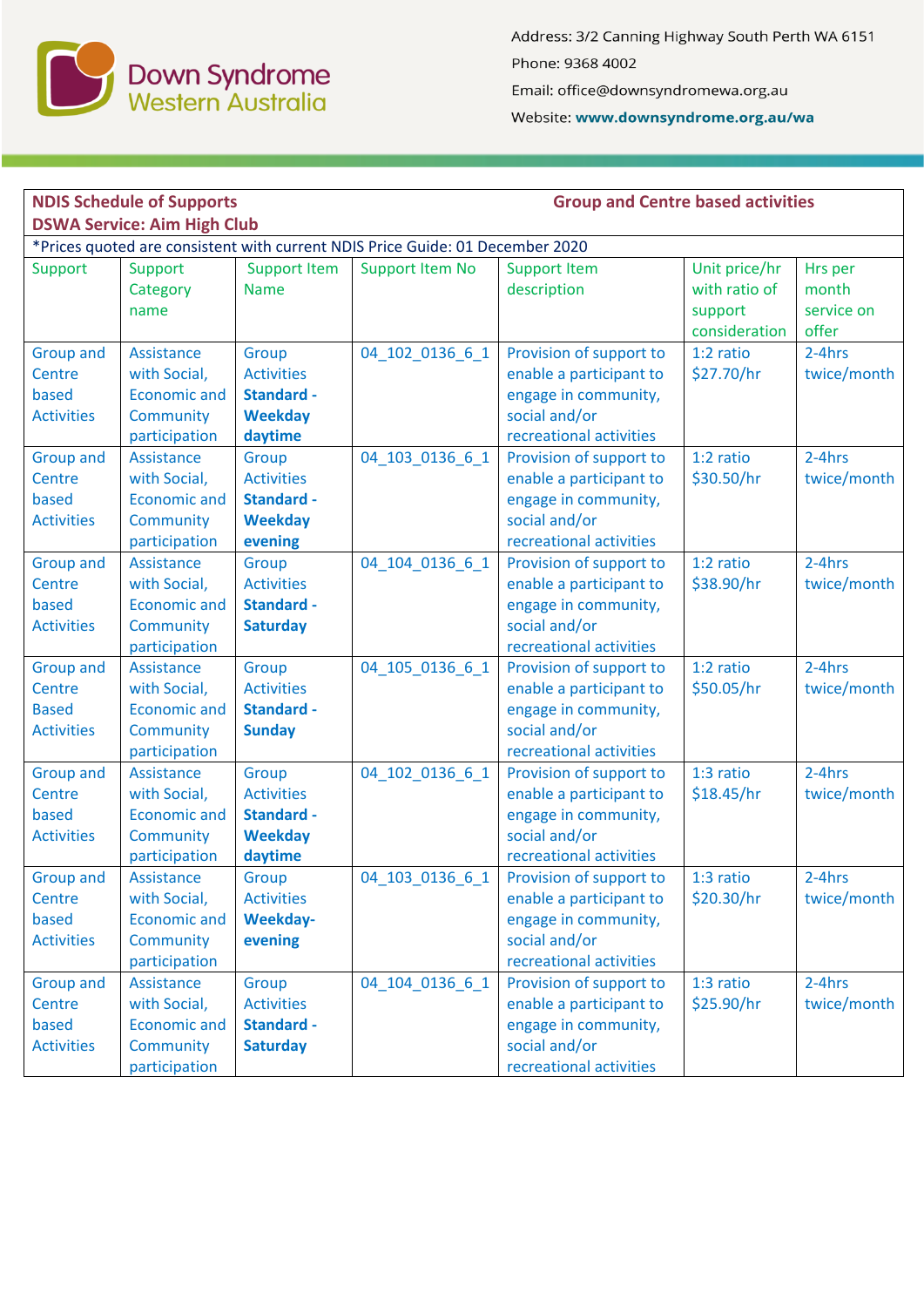Down Syndrome Western Australia

Address: 3/2 Canning Highway South Perth WA 6151
Phone: 9368 4002
Email: office@downsyndromewa.org.au
Website: **www.downsyndrome.org.au/wa**

| **NDIS Schedule of Supports**<br>**DSWA Service: Aim High Club** | | | | **Group and Centre based activities** | | |
|---|---|---|---|---|---|---|
| *Prices quoted are consistent with current NDIS Price Guide: 01 December 2020 | | | | | | |
| Support | Support Category name | Support Item Name | Support Item No | Support Item description | Unit price/hr with ratio of support consideration | Hrs per month service on offer |
| Group and Centre based Activities | Assistance with Social, Economic and Community participation | Group Activities **Standard - Weekday daytime** | 04_102_0136_6_1 | Provision of support to enable a participant to engage in community, social and/or recreational activities | 1:2 ratio $27.70/hr | 2-4hrs twice/month |
| Group and Centre based Activities | Assistance with Social, Economic and Community participation | Group Activities **Standard - Weekday evening** | 04_103_0136_6_1 | Provision of support to enable a participant to engage in community, social and/or recreational activities | 1:2 ratio $30.50/hr | 2-4hrs twice/month |
| Group and Centre based Activities | Assistance with Social, Economic and Community participation | Group Activities **Standard - Saturday** | 04_104_0136_6_1 | Provision of support to enable a participant to engage in community, social and/or recreational activities | 1:2 ratio $38.90/hr | 2-4hrs twice/month |
| Group and Centre Based Activities | Assistance with Social, Economic and Community participation | Group Activities **Standard - Sunday** | 04_105_0136_6_1 | Provision of support to enable a participant to engage in community, social and/or recreational activities | 1:2 ratio $50.05/hr | 2-4hrs twice/month |
| Group and Centre based Activities | Assistance with Social, Economic and Community participation | Group Activities **Standard - Weekday daytime** | 04_102_0136_6_1 | Provision of support to enable a participant to engage in community, social and/or recreational activities | 1:3 ratio $18.45/hr | 2-4hrs twice/month |
| Group and Centre based Activities | Assistance with Social, Economic and Community participation | Group Activities **Weekday-evening** | 04_103_0136_6_1 | Provision of support to enable a participant to engage in community, social and/or recreational activities | 1:3 ratio $20.30/hr | 2-4hrs twice/month |
| Group and Centre based Activities | Assistance with Social, Economic and Community participation | Group Activities **Standard - Saturday** | 04_104_0136_6_1 | Provision of support to enable a participant to engage in community, social and/or recreational activities | 1:3 ratio $25.90/hr | 2-4hrs twice/month |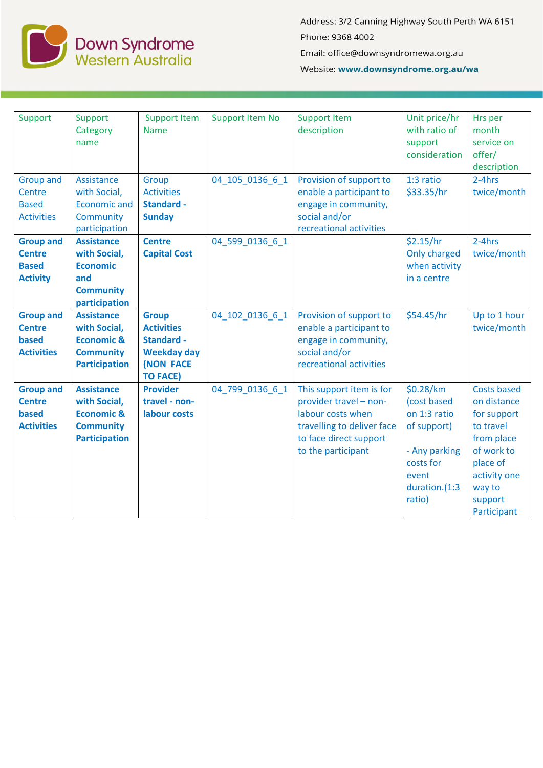Down Syndrome Western Australia

Address: 3/2 Canning Highway South Perth WA 6151
Phone: 9368 4002
Email: office@downsyndromewa.org.au
Website: **www.downsyndrome.org.au/wa**

| Support | Support Category name | Support Item Name | Support Item No | Support Item description | Unit price/hr with ratio of support consideration | Hrs per month service on offer/ description |
|---|---|---|---|---|---|---|
| Group and Centre Based Activities | Assistance with Social, Economic and Community participation | Group Activities **Standard - Sunday** | 04_105_0136_6_1 | Provision of support to enable a participant to engage in community, social and/or recreational activities | 1:3 ratio $33.35/hr | 2-4hrs twice/month |
| **Group and Centre Based Activity** | **Assistance with Social, Economic and Community participation** | **Centre Capital Cost** | 04_599_0136_6_1 | | $2.15/hr Only charged when activity in a centre | 2-4hrs twice/month |
| **Group and Centre based Activities** | **Assistance with Social, Economic & Community Participation** | **Group Activities Standard - Weekday day (NON FACE TO FACE)** | 04_102_0136_6_1 | Provision of support to enable a participant to engage in community, social and/or recreational activities | $54.45/hr | Up to 1 hour twice/month |
| **Group and Centre based Activities** | **Assistance with Social, Economic & Community Participation** | **Provider travel - non-labour costs** | 04_799_0136_6_1 | This support item is for provider travel – non-labour costs when travelling to deliver face to face direct support to the participant | $0.28/km (cost based on 1:3 ratio of support)<br><br>- Any parking costs for event duration.(1:3 ratio) | Costs based on distance for support to travel from place of work to place of activity one way to support Participant |